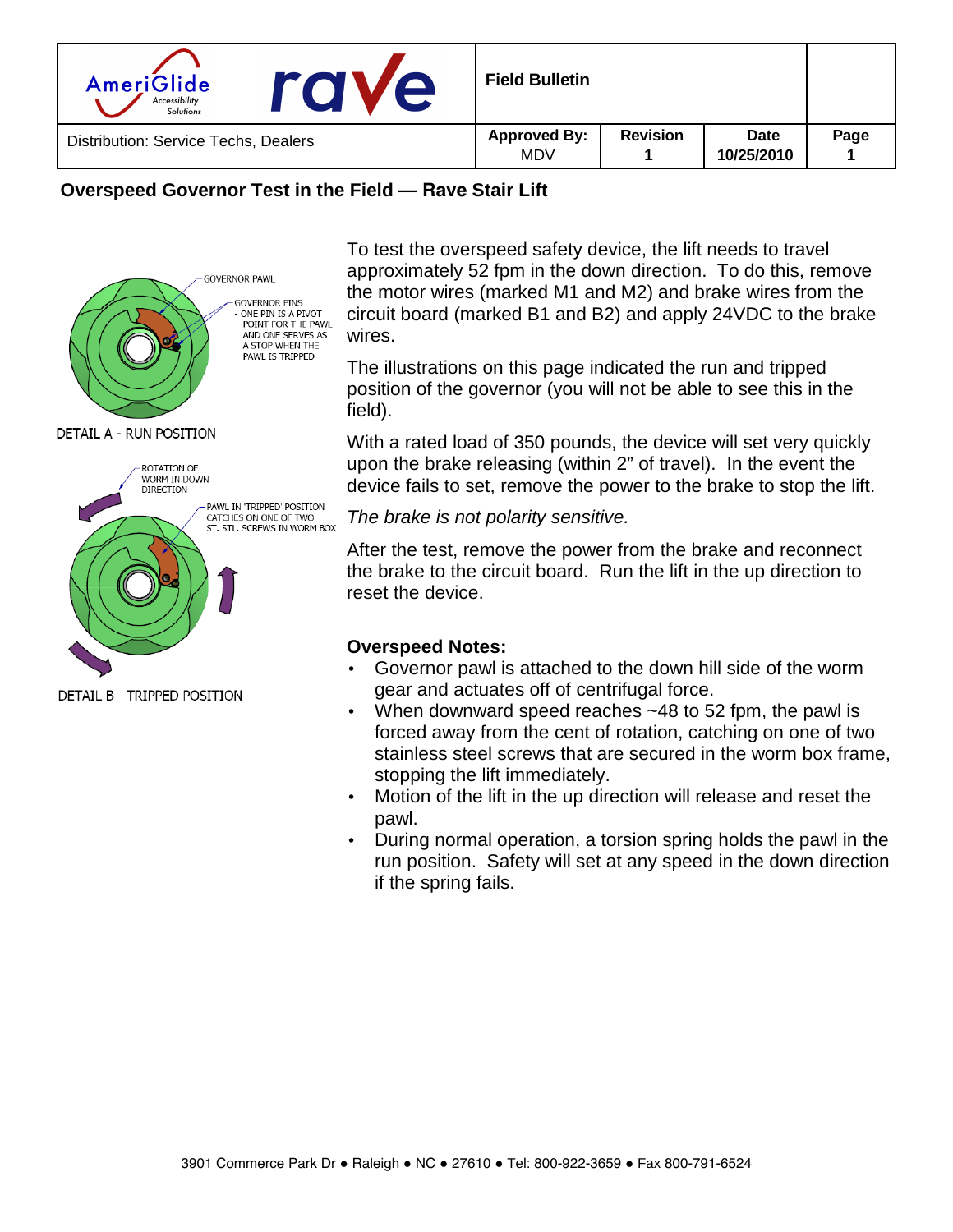| AmeriGlide Accessibility Solutions / rave | Field Bulletin | | | |
|---|---|---|---|---|
| Distribution: Service Techs, Dealers | **Approved By:** MDV | **Revision** 1 | **Date** 10/25/2010 | **Page** 1 |

## Overspeed Governor Test in the Field — Rave Stair Lift

GOVERNOR PAWL

GOVERNOR PINS - ONE PIN IS A PIVOT POINT FOR THE PAWL AND ONE SERVES AS A STOP WHEN THE PAWL IS TRIPPED

DETAIL A - RUN POSITION

ROTATION OF WORM IN DOWN DIRECTION

PAWL IN 'TRIPPED' POSITION CATCHES ON ONE OF TWO ST. STL. SCREWS IN WORM BOX

DETAIL B - TRIPPED POSITION

To test the overspeed safety device, the lift needs to travel approximately 52 fpm in the down direction. To do this, remove the motor wires (marked M1 and M2) and brake wires from the circuit board (marked B1 and B2) and apply 24VDC to the brake wires.

The illustrations on this page indicated the run and tripped position of the governor (you will not be able to see this in the field).

With a rated load of 350 pounds, the device will set very quickly upon the brake releasing (within 2" of travel). In the event the device fails to set, remove the power to the brake to stop the lift.

*The brake is not polarity sensitive.*

After the test, remove the power from the brake and reconnect the brake to the circuit board. Run the lift in the up direction to reset the device.

**Overspeed Notes:**

- Governor pawl is attached to the down hill side of the worm gear and actuates off of centrifugal force.
- When downward speed reaches ~48 to 52 fpm, the pawl is forced away from the cent of rotation, catching on one of two stainless steel screws that are secured in the worm box frame, stopping the lift immediately.
- Motion of the lift in the up direction will release and reset the pawl.
- During normal operation, a torsion spring holds the pawl in the run position. Safety will set at any speed in the down direction if the spring fails.

3901 Commerce Park Dr ● Raleigh ● NC ● 27610 ● Tel: 800-922-3659 ● Fax 800-791-6524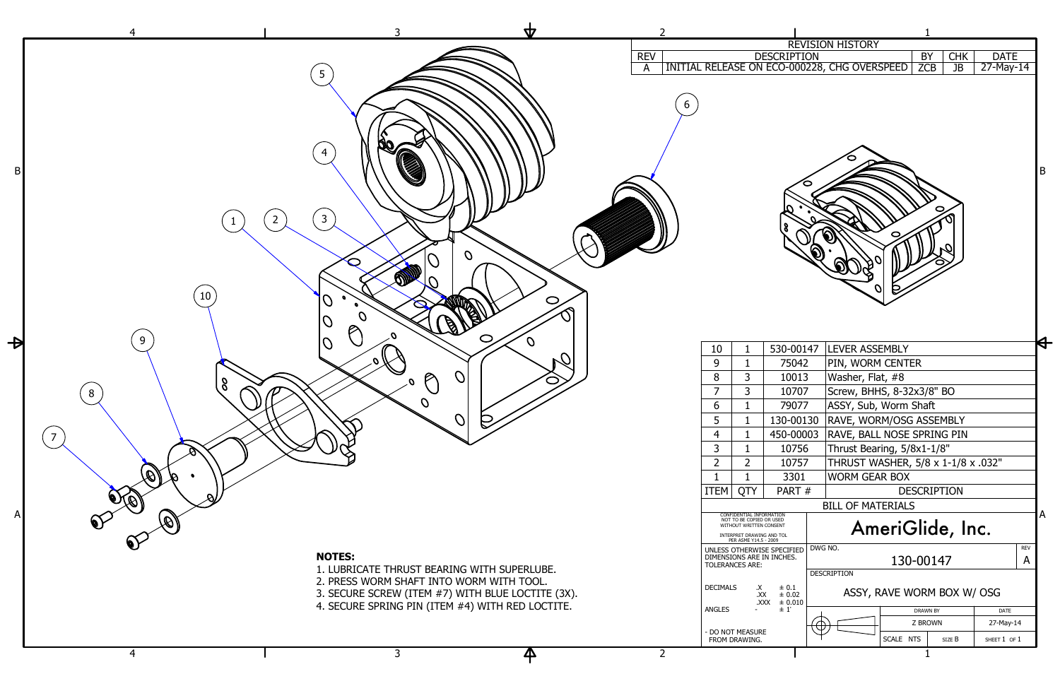## REVISION HISTORY

| REV | DESCRIPTION | BY | CHK | DATE |
|---|---|---|---|---|
| A | INITIAL RELEASE ON ECO-000228, CHG OVERSPEED | ZCB | JB | 27-May-14 |

## BILL OF MATERIALS

| ITEM | QTY | PART # | DESCRIPTION |
|---|---|---|---|
| 10 | 1 | 530-00147 | LEVER ASSEMBLY |
| 9 | 1 | 75042 | PIN, WORM CENTER |
| 8 | 3 | 10013 | Washer, Flat, #8 |
| 7 | 3 | 10707 | Screw, BHHS, 8-32x3/8" BO |
| 6 | 1 | 79077 | ASSY, Sub, Worm Shaft |
| 5 | 1 | 130-00130 | RAVE, WORM/OSG ASSEMBLY |
| 4 | 1 | 450-00003 | RAVE, BALL NOSE SPRING PIN |
| 3 | 1 | 10756 | Thrust Bearing, 5/8x1-1/8" |
| 2 | 2 | 10757 | THRUST WASHER, 5/8 x 1-1/8 x .032" |
| 1 | 1 | 3301 | WORM GEAR BOX |

**NOTES:**
1. LUBRICATE THRUST BEARING WITH SUPERLUBE.
2. PRESS WORM SHAFT INTO WORM WITH TOOL.
3. SECURE SCREW (ITEM #7) WITH BLUE LOCTITE (3X).
4. SECURE SPRING PIN (ITEM #4) WITH RED LOCTITE.

CONFIDENTIAL INFORMATION NOT TO BE COPIED OR USED WITHOUT WRITTEN CONSENT

INTERPRET DRAWING AND TOL PER ASME Y14.5 - 2009

UNLESS OTHERWISE SPECIFIED DIMENSIONS ARE IN INCHES. TOLERANCES ARE:

DECIMALS .X ± 0.1, .XX ± 0.02, .XXX ± 0.010

ANGLES - ± 1°

- DO NOT MEASURE FROM DRAWING.

# AmeriGlide, Inc.

| | |
|---|---|
| DWG NO. | 130-00147 |
| REV | A |
| DESCRIPTION | ASSY, RAVE WORM BOX W/ OSG |
| DRAWN BY | Z BROWN |
| DATE | 27-May-14 |
| SCALE | NTS |
| SIZE | B |
| SHEET | 1 OF 1 |